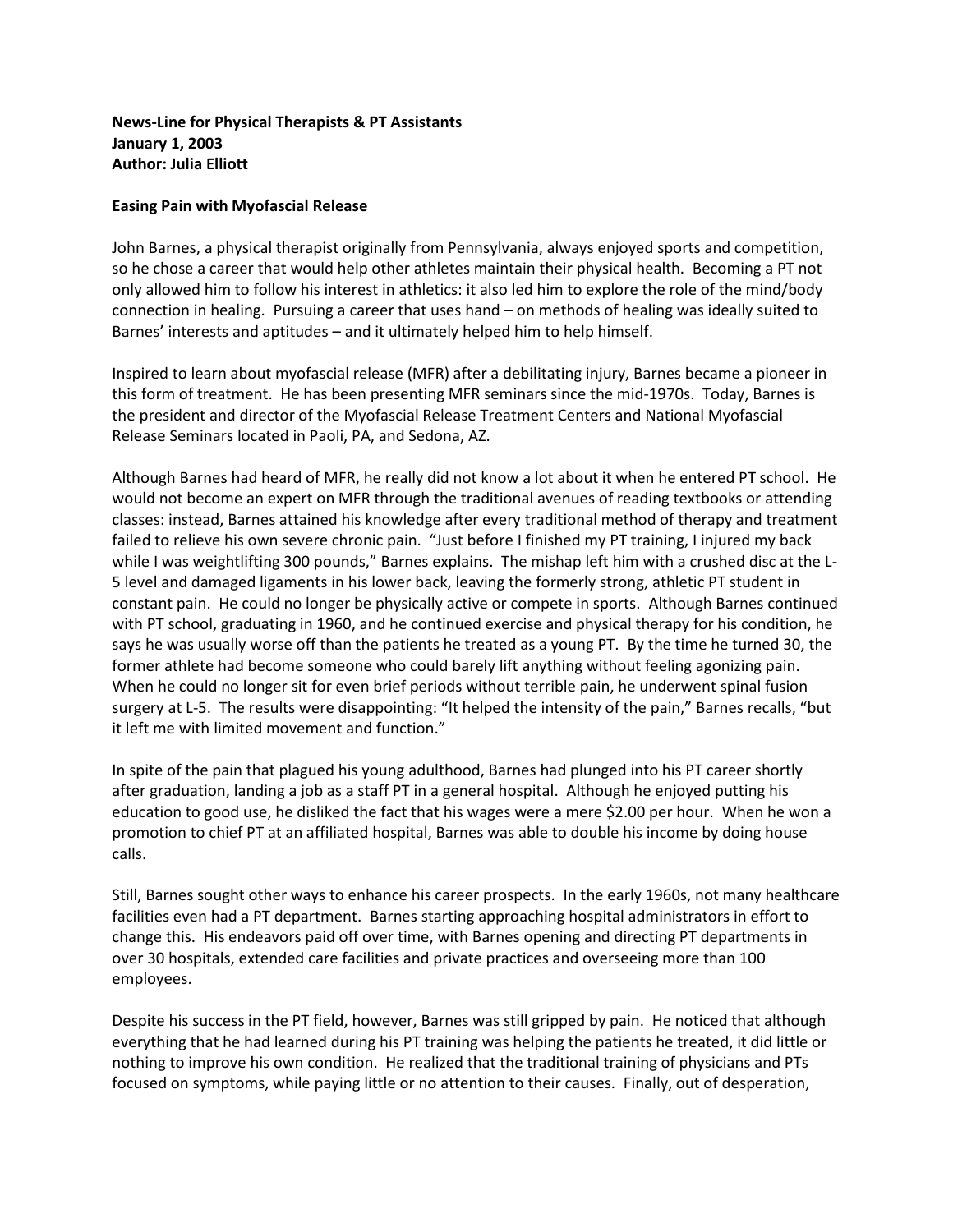**News-Line for Physical Therapists & PT Assistants**
**January 1, 2003**
**Author: Julia Elliott**

**Easing Pain with Myofascial Release**

John Barnes, a physical therapist originally from Pennsylvania, always enjoyed sports and competition, so he chose a career that would help other athletes maintain their physical health. Becoming a PT not only allowed him to follow his interest in athletics: it also led him to explore the role of the mind/body connection in healing. Pursuing a career that uses hand – on methods of healing was ideally suited to Barnes' interests and aptitudes – and it ultimately helped him to help himself.

Inspired to learn about myofascial release (MFR) after a debilitating injury, Barnes became a pioneer in this form of treatment. He has been presenting MFR seminars since the mid-1970s. Today, Barnes is the president and director of the Myofascial Release Treatment Centers and National Myofascial Release Seminars located in Paoli, PA, and Sedona, AZ.

Although Barnes had heard of MFR, he really did not know a lot about it when he entered PT school. He would not become an expert on MFR through the traditional avenues of reading textbooks or attending classes: instead, Barnes attained his knowledge after every traditional method of therapy and treatment failed to relieve his own severe chronic pain. "Just before I finished my PT training, I injured my back while I was weightlifting 300 pounds," Barnes explains. The mishap left him with a crushed disc at the L-5 level and damaged ligaments in his lower back, leaving the formerly strong, athletic PT student in constant pain. He could no longer be physically active or compete in sports. Although Barnes continued with PT school, graduating in 1960, and he continued exercise and physical therapy for his condition, he says he was usually worse off than the patients he treated as a young PT. By the time he turned 30, the former athlete had become someone who could barely lift anything without feeling agonizing pain. When he could no longer sit for even brief periods without terrible pain, he underwent spinal fusion surgery at L-5. The results were disappointing: "It helped the intensity of the pain," Barnes recalls, "but it left me with limited movement and function."

In spite of the pain that plagued his young adulthood, Barnes had plunged into his PT career shortly after graduation, landing a job as a staff PT in a general hospital. Although he enjoyed putting his education to good use, he disliked the fact that his wages were a mere $2.00 per hour. When he won a promotion to chief PT at an affiliated hospital, Barnes was able to double his income by doing house calls.

Still, Barnes sought other ways to enhance his career prospects. In the early 1960s, not many healthcare facilities even had a PT department. Barnes starting approaching hospital administrators in effort to change this. His endeavors paid off over time, with Barnes opening and directing PT departments in over 30 hospitals, extended care facilities and private practices and overseeing more than 100 employees.

Despite his success in the PT field, however, Barnes was still gripped by pain. He noticed that although everything that he had learned during his PT training was helping the patients he treated, it did little or nothing to improve his own condition. He realized that the traditional training of physicians and PTs focused on symptoms, while paying little or no attention to their causes. Finally, out of desperation,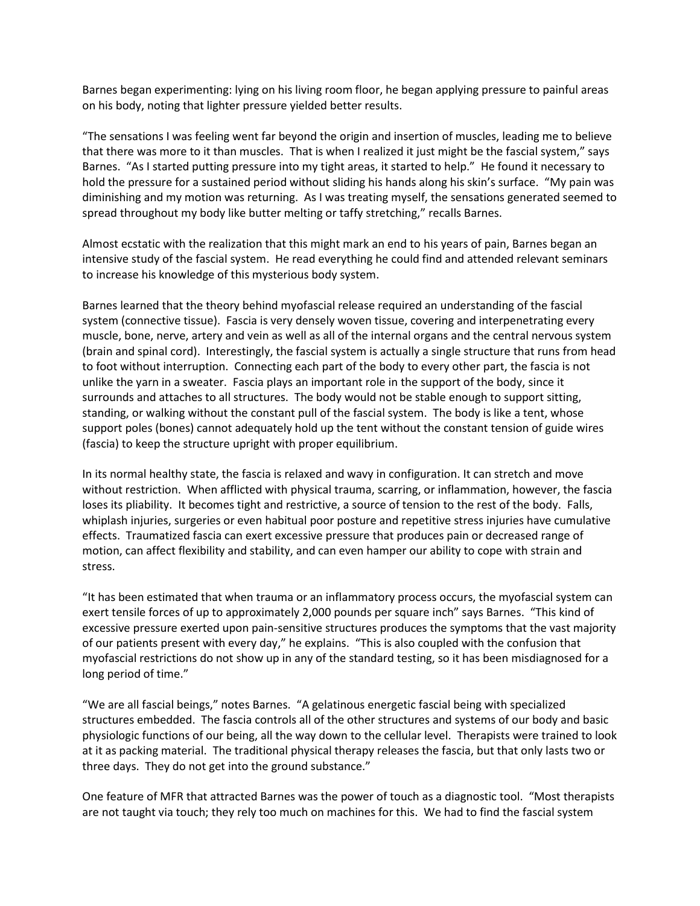Barnes began experimenting: lying on his living room floor, he began applying pressure to painful areas on his body, noting that lighter pressure yielded better results.

"The sensations I was feeling went far beyond the origin and insertion of muscles, leading me to believe that there was more to it than muscles. That is when I realized it just might be the fascial system," says Barnes. "As I started putting pressure into my tight areas, it started to help." He found it necessary to hold the pressure for a sustained period without sliding his hands along his skin's surface. "My pain was diminishing and my motion was returning. As I was treating myself, the sensations generated seemed to spread throughout my body like butter melting or taffy stretching," recalls Barnes.

Almost ecstatic with the realization that this might mark an end to his years of pain, Barnes began an intensive study of the fascial system. He read everything he could find and attended relevant seminars to increase his knowledge of this mysterious body system.

Barnes learned that the theory behind myofascial release required an understanding of the fascial system (connective tissue). Fascia is very densely woven tissue, covering and interpenetrating every muscle, bone, nerve, artery and vein as well as all of the internal organs and the central nervous system (brain and spinal cord). Interestingly, the fascial system is actually a single structure that runs from head to foot without interruption. Connecting each part of the body to every other part, the fascia is not unlike the yarn in a sweater. Fascia plays an important role in the support of the body, since it surrounds and attaches to all structures. The body would not be stable enough to support sitting, standing, or walking without the constant pull of the fascial system. The body is like a tent, whose support poles (bones) cannot adequately hold up the tent without the constant tension of guide wires (fascia) to keep the structure upright with proper equilibrium.

In its normal healthy state, the fascia is relaxed and wavy in configuration. It can stretch and move without restriction. When afflicted with physical trauma, scarring, or inflammation, however, the fascia loses its pliability. It becomes tight and restrictive, a source of tension to the rest of the body. Falls, whiplash injuries, surgeries or even habitual poor posture and repetitive stress injuries have cumulative effects. Traumatized fascia can exert excessive pressure that produces pain or decreased range of motion, can affect flexibility and stability, and can even hamper our ability to cope with strain and stress.

"It has been estimated that when trauma or an inflammatory process occurs, the myofascial system can exert tensile forces of up to approximately 2,000 pounds per square inch" says Barnes. "This kind of excessive pressure exerted upon pain-sensitive structures produces the symptoms that the vast majority of our patients present with every day," he explains. "This is also coupled with the confusion that myofascial restrictions do not show up in any of the standard testing, so it has been misdiagnosed for a long period of time."

"We are all fascial beings," notes Barnes. "A gelatinous energetic fascial being with specialized structures embedded. The fascia controls all of the other structures and systems of our body and basic physiologic functions of our being, all the way down to the cellular level. Therapists were trained to look at it as packing material. The traditional physical therapy releases the fascia, but that only lasts two or three days. They do not get into the ground substance."

One feature of MFR that attracted Barnes was the power of touch as a diagnostic tool. "Most therapists are not taught via touch; they rely too much on machines for this. We had to find the fascial system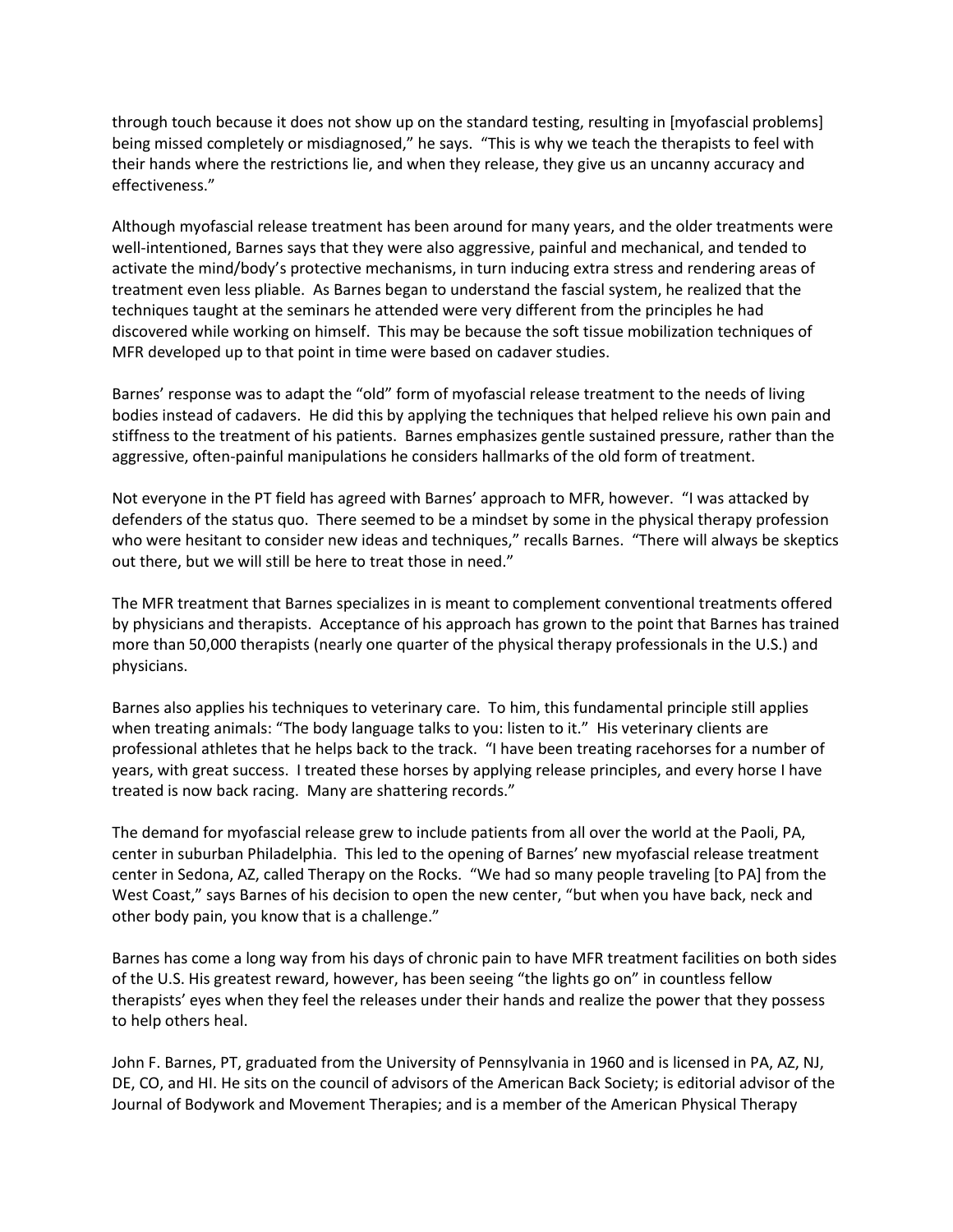through touch because it does not show up on the standard testing, resulting in [myofascial problems] being missed completely or misdiagnosed," he says. "This is why we teach the therapists to feel with their hands where the restrictions lie, and when they release, they give us an uncanny accuracy and effectiveness."

Although myofascial release treatment has been around for many years, and the older treatments were well-intentioned, Barnes says that they were also aggressive, painful and mechanical, and tended to activate the mind/body's protective mechanisms, in turn inducing extra stress and rendering areas of treatment even less pliable. As Barnes began to understand the fascial system, he realized that the techniques taught at the seminars he attended were very different from the principles he had discovered while working on himself. This may be because the soft tissue mobilization techniques of MFR developed up to that point in time were based on cadaver studies.

Barnes' response was to adapt the "old" form of myofascial release treatment to the needs of living bodies instead of cadavers. He did this by applying the techniques that helped relieve his own pain and stiffness to the treatment of his patients. Barnes emphasizes gentle sustained pressure, rather than the aggressive, often-painful manipulations he considers hallmarks of the old form of treatment.

Not everyone in the PT field has agreed with Barnes' approach to MFR, however. "I was attacked by defenders of the status quo. There seemed to be a mindset by some in the physical therapy profession who were hesitant to consider new ideas and techniques," recalls Barnes. "There will always be skeptics out there, but we will still be here to treat those in need."

The MFR treatment that Barnes specializes in is meant to complement conventional treatments offered by physicians and therapists. Acceptance of his approach has grown to the point that Barnes has trained more than 50,000 therapists (nearly one quarter of the physical therapy professionals in the U.S.) and physicians.

Barnes also applies his techniques to veterinary care. To him, this fundamental principle still applies when treating animals: "The body language talks to you: listen to it." His veterinary clients are professional athletes that he helps back to the track. "I have been treating racehorses for a number of years, with great success. I treated these horses by applying release principles, and every horse I have treated is now back racing. Many are shattering records."

The demand for myofascial release grew to include patients from all over the world at the Paoli, PA, center in suburban Philadelphia. This led to the opening of Barnes' new myofascial release treatment center in Sedona, AZ, called Therapy on the Rocks. "We had so many people traveling [to PA] from the West Coast," says Barnes of his decision to open the new center, "but when you have back, neck and other body pain, you know that is a challenge."

Barnes has come a long way from his days of chronic pain to have MFR treatment facilities on both sides of the U.S. His greatest reward, however, has been seeing "the lights go on" in countless fellow therapists' eyes when they feel the releases under their hands and realize the power that they possess to help others heal.

John F. Barnes, PT, graduated from the University of Pennsylvania in 1960 and is licensed in PA, AZ, NJ, DE, CO, and HI. He sits on the council of advisors of the American Back Society; is editorial advisor of the Journal of Bodywork and Movement Therapies; and is a member of the American Physical Therapy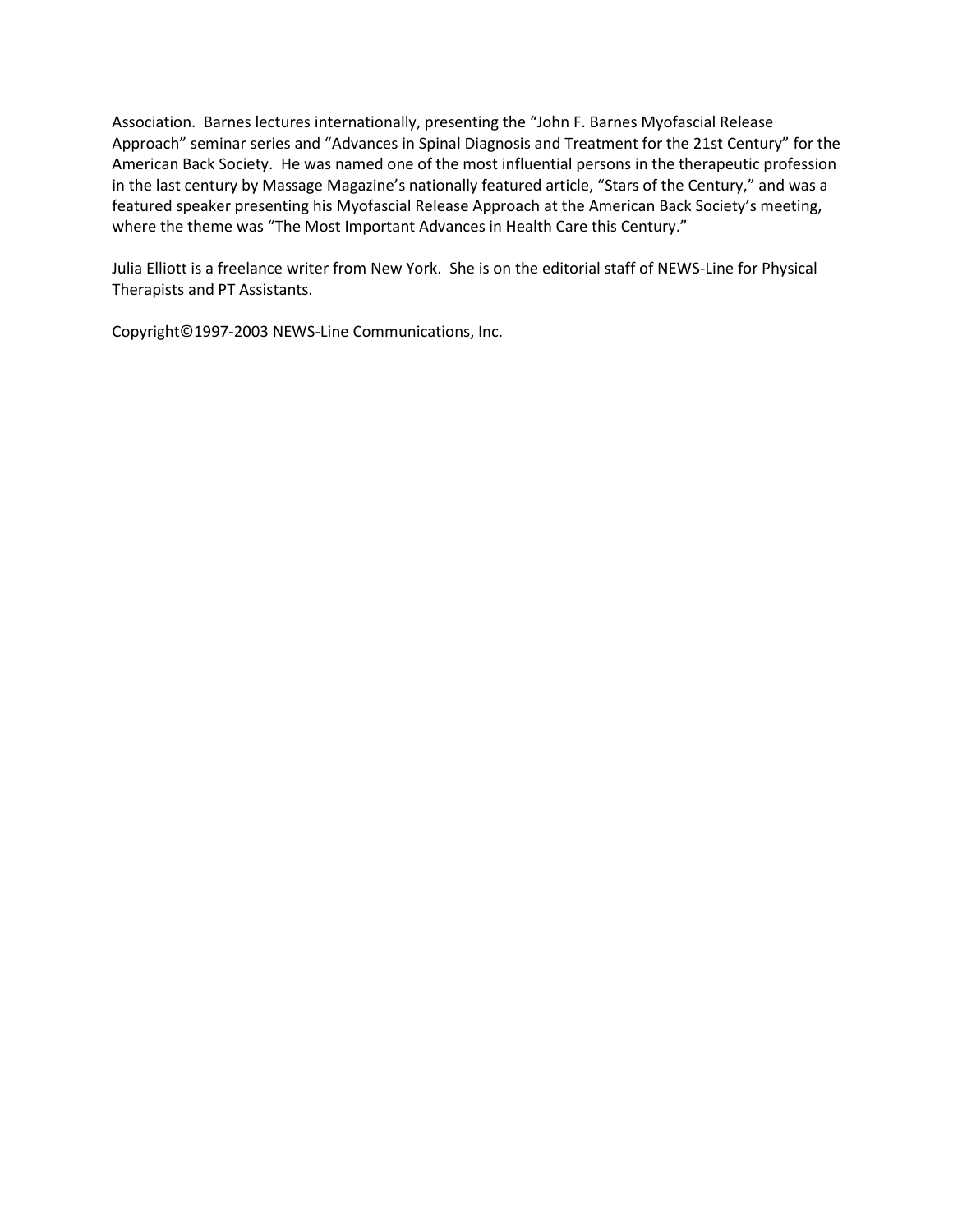Association. Barnes lectures internationally, presenting the "John F. Barnes Myofascial Release Approach" seminar series and "Advances in Spinal Diagnosis and Treatment for the 21st Century" for the American Back Society. He was named one of the most influential persons in the therapeutic profession in the last century by Massage Magazine's nationally featured article, "Stars of the Century," and was a featured speaker presenting his Myofascial Release Approach at the American Back Society's meeting, where the theme was "The Most Important Advances in Health Care this Century."

Julia Elliott is a freelance writer from New York. She is on the editorial staff of NEWS-Line for Physical Therapists and PT Assistants.

Copyright©1997-2003 NEWS-Line Communications, Inc.